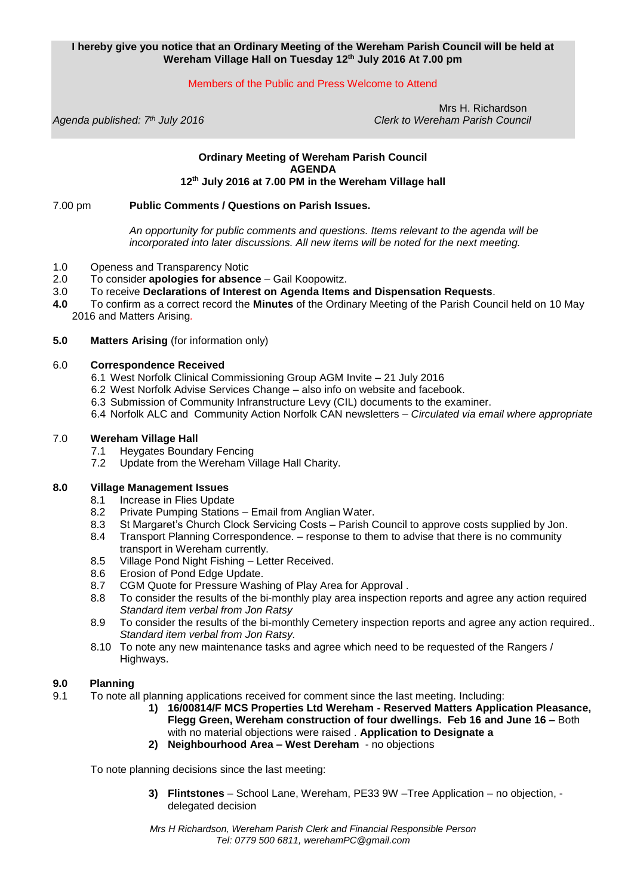**I hereby give you notice that an Ordinary Meeting of the Wereham Parish Council will be held at Wereham Village Hall on Tuesday 12th July 2016 At 7.00 pm**

Members of the Public and Press Welcome to Attend

Mrs H. Richardson
*Clerk to Wereham Parish Council*

*Agenda published: 7th July 2016*

**Ordinary Meeting of Wereham Parish Council**
**AGENDA**
**12th July 2016 at 7.00 PM in the Wereham Village hall**

7.00 pm **Public Comments / Questions on Parish Issues.**

*An opportunity for public comments and questions. Items relevant to the agenda will be incorporated into later discussions. All new items will be noted for the next meeting.*

1.0 Openess and Transparency Notic
2.0 To consider **apologies for absence** – Gail Koopowitz.
3.0 To receive **Declarations of Interest on Agenda Items and Dispensation Requests**.
**4.0** To confirm as a correct record the **Minutes** of the Ordinary Meeting of the Parish Council held on 10 May 2016 and Matters Arising.

**5.0 Matters Arising** (for information only)

6.0 **Correspondence Received**
- 6.1 West Norfolk Clinical Commissioning Group AGM Invite – 21 July 2016
- 6.2 West Norfolk Advise Services Change – also info on website and facebook.
- 6.3 Submission of Community Infrastructure Levy (CIL) documents to the examiner.
- 6.4 Norfolk ALC and Community Action Norfolk CAN newsletters – *Circulated via email where appropriate*

7.0 **Wereham Village Hall**
- 7.1 Heygates Boundary Fencing
- 7.2 Update from the Wereham Village Hall Charity.

**8.0 Village Management Issues**
- 8.1 Increase in Flies Update
- 8.2 Private Pumping Stations – Email from Anglian Water.
- 8.3 St Margaret's Church Clock Servicing Costs – Parish Council to approve costs supplied by Jon.
- 8.4 Transport Planning Correspondence. – response to them to advise that there is no community transport in Wereham currently.
- 8.5 Village Pond Night Fishing – Letter Received.
- 8.6 Erosion of Pond Edge Update.
- 8.7 CGM Quote for Pressure Washing of Play Area for Approval .
- 8.8 To consider the results of the bi-monthly play area inspection reports and agree any action required *Standard item verbal from Jon Ratsy*
- 8.9 To consider the results of the bi-monthly Cemetery inspection reports and agree any action required.. *Standard item verbal from Jon Ratsy.*
- 8.10 To note any new maintenance tasks and agree which need to be requested of the Rangers / Highways.

**9.0 Planning**

9.1 To note all planning applications received for comment since the last meeting. Including:

1) **16/00814/F MCS Properties Ltd Wereham - Reserved Matters Application Pleasance, Flegg Green, Wereham construction of four dwellings. Feb 16 and June 16 –** Both with no material objections were raised . **Application to Designate a**
2) **Neighbourhood Area – West Dereham** - no objections

To note planning decisions since the last meeting:

3) **Flintstones** – School Lane, Wereham, PE33 9W –Tree Application – no objection, - delegated decision

*Mrs H Richardson, Wereham Parish Clerk and Financial Responsible Person*
*Tel: 0779 500 6811, werehamPC@gmail.com*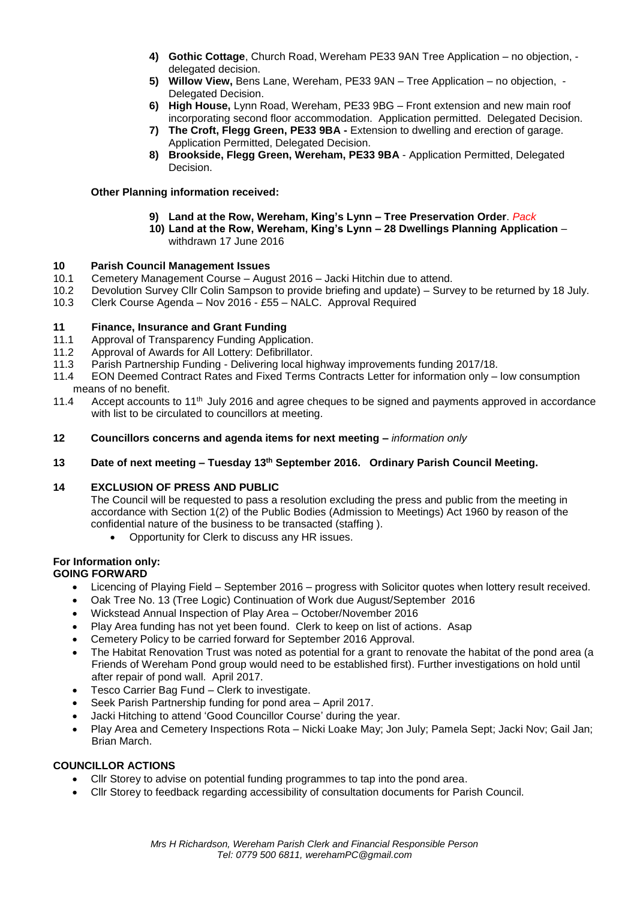4) **Gothic Cottage**, Church Road, Wereham PE33 9AN Tree Application – no objection, - delegated decision.
5) **Willow View,** Bens Lane, Wereham, PE33 9AN – Tree Application – no objection, - Delegated Decision.
6) **High House,** Lynn Road, Wereham, PE33 9BG – Front extension and new main roof incorporating second floor accommodation. Application permitted. Delegated Decision.
7) **The Croft, Flegg Green, PE33 9BA -** Extension to dwelling and erection of garage. Application Permitted, Delegated Decision.
8) **Brookside, Flegg Green, Wereham, PE33 9BA** - Application Permitted, Delegated Decision.

**Other Planning information received:**

9) **Land at the Row, Wereham, King's Lynn – Tree Preservation Order**. *Pack*
10) **Land at the Row, Wereham, King's Lynn – 28 Dwellings Planning Application** – withdrawn 17 June 2016

**10 Parish Council Management Issues**

10.1 Cemetery Management Course – August 2016 – Jacki Hitchin due to attend.
10.2 Devolution Survey Cllr Colin Sampson to provide briefing and update) – Survey to be returned by 18 July.
10.3 Clerk Course Agenda – Nov 2016 - £55 – NALC. Approval Required

**11 Finance, Insurance and Grant Funding**

11.1 Approval of Transparency Funding Application.
11.2 Approval of Awards for All Lottery: Defibrillator.
11.3 Parish Partnership Funding - Delivering local highway improvements funding 2017/18.
11.4 EON Deemed Contract Rates and Fixed Terms Contracts Letter for information only – low consumption means of no benefit.
11.4 Accept accounts to 11th July 2016 and agree cheques to be signed and payments approved in accordance with list to be circulated to councillors at meeting.

**12 Councillors concerns and agenda items for next meeting –** *information only*

**13 Date of next meeting – Tuesday 13th September 2016. Ordinary Parish Council Meeting.**

**14 EXCLUSION OF PRESS AND PUBLIC**

The Council will be requested to pass a resolution excluding the press and public from the meeting in accordance with Section 1(2) of the Public Bodies (Admission to Meetings) Act 1960 by reason of the confidential nature of the business to be transacted (staffing ).

- Opportunity for Clerk to discuss any HR issues.

**For Information only:**
**GOING FORWARD**

- Licencing of Playing Field – September 2016 – progress with Solicitor quotes when lottery result received.
- Oak Tree No. 13 (Tree Logic) Continuation of Work due August/September 2016
- Wickstead Annual Inspection of Play Area – October/November 2016
- Play Area funding has not yet been found. Clerk to keep on list of actions. Asap
- Cemetery Policy to be carried forward for September 2016 Approval.
- The Habitat Renovation Trust was noted as potential for a grant to renovate the habitat of the pond area (a Friends of Wereham Pond group would need to be established first). Further investigations on hold until after repair of pond wall. April 2017.
- Tesco Carrier Bag Fund – Clerk to investigate.
- Seek Parish Partnership funding for pond area – April 2017.
- Jacki Hitching to attend 'Good Councillor Course' during the year.
- Play Area and Cemetery Inspections Rota – Nicki Loake May; Jon July; Pamela Sept; Jacki Nov; Gail Jan; Brian March.

**COUNCILLOR ACTIONS**

- Cllr Storey to advise on potential funding programmes to tap into the pond area.
- Cllr Storey to feedback regarding accessibility of consultation documents for Parish Council.

*Mrs H Richardson, Wereham Parish Clerk and Financial Responsible Person*
*Tel: 0779 500 6811, werehamPC@gmail.com*